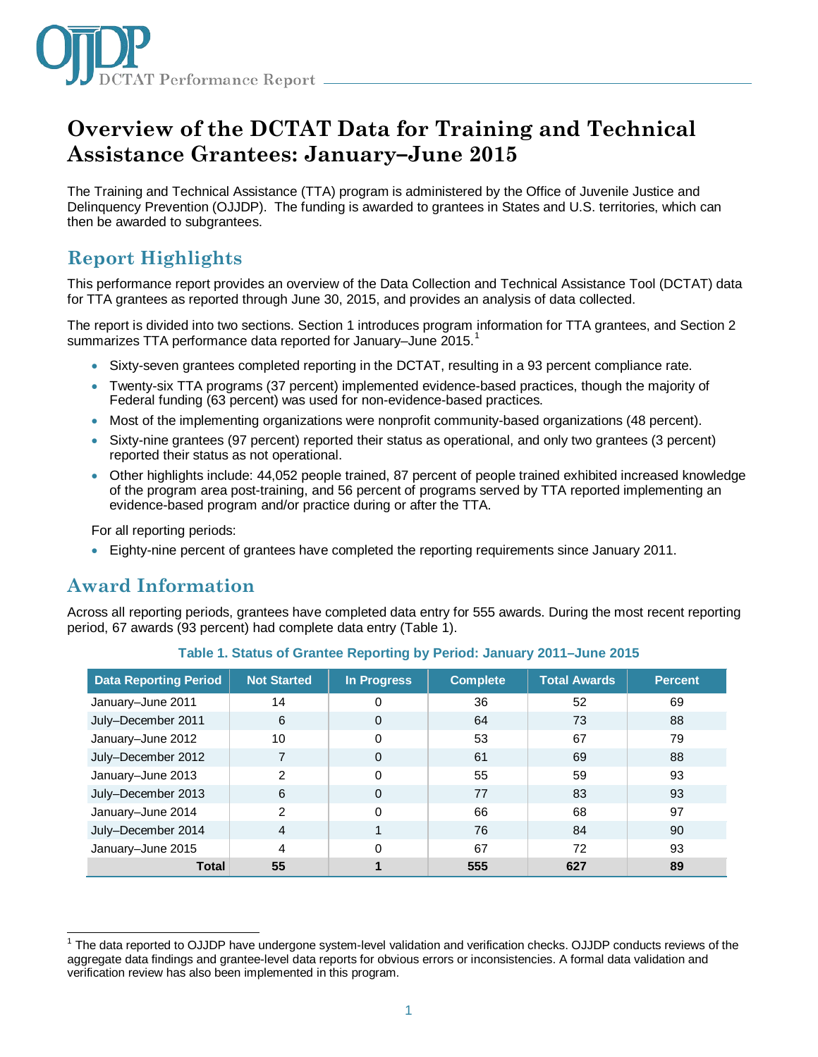# Overview of the DCTAT Data for Training and Technical Assistance Grantees: January–June 2015

The Training and Technical Assistance (TTA) program is administered by the Office of Juvenile Justice and Delinquency Prevention (OJJDP). The funding is awarded to grantees in States and U.S. territories, which can then be awarded to subgrantees.

## Report Highlights

This performance report provides an overview of the Data Collection and Technical Assistance Tool (DCTAT) data for TTA grantees as reported through June 30, 2015, and provides an analysis of data collected.

The report is divided into two sections. Section 1 introduces program information for TTA grantees, and Section 2 summarizes TTA performance data reported for January–June 2015.[1]

- Sixty-seven grantees completed reporting in the DCTAT, resulting in a 93 percent compliance rate.
- Twenty-six TTA programs (37 percent) implemented evidence-based practices, though the majority of Federal funding (63 percent) was used for non-evidence-based practices.
- Most of the implementing organizations were nonprofit community-based organizations (48 percent).
- Sixty-nine grantees (97 percent) reported their status as operational, and only two grantees (3 percent) reported their status as not operational.
- Other highlights include: 44,052 people trained, 87 percent of people trained exhibited increased knowledge of the program area post-training, and 56 percent of programs served by TTA reported implementing an evidence-based program and/or practice during or after the TTA.

For all reporting periods:

- Eighty-nine percent of grantees have completed the reporting requirements since January 2011.

## Award Information

Across all reporting periods, grantees have completed data entry for 555 awards. During the most recent reporting period, 67 awards (93 percent) had complete data entry (Table 1).

**Table 1. Status of Grantee Reporting by Period: January 2011–June 2015**

| Data Reporting Period | Not Started | In Progress | Complete | Total Awards | Percent |
|---|---|---|---|---|---|
| January–June 2011 | 14 | 0 | 36 | 52 | 69 |
| July–December 2011 | 6 | 0 | 64 | 73 | 88 |
| January–June 2012 | 10 | 0 | 53 | 67 | 79 |
| July–December 2012 | 7 | 0 | 61 | 69 | 88 |
| January–June 2013 | 2 | 0 | 55 | 59 | 93 |
| July–December 2013 | 6 | 0 | 77 | 83 | 93 |
| January–June 2014 | 2 | 0 | 66 | 68 | 97 |
| July–December 2014 | 4 | 1 | 76 | 84 | 90 |
| January–June 2015 | 4 | 0 | 67 | 72 | 93 |
| **Total** | **55** | **1** | **555** | **627** | **89** |

[1] The data reported to OJJDP have undergone system-level validation and verification checks. OJJDP conducts reviews of the aggregate data findings and grantee-level data reports for obvious errors or inconsistencies. A formal data validation and verification review has also been implemented in this program.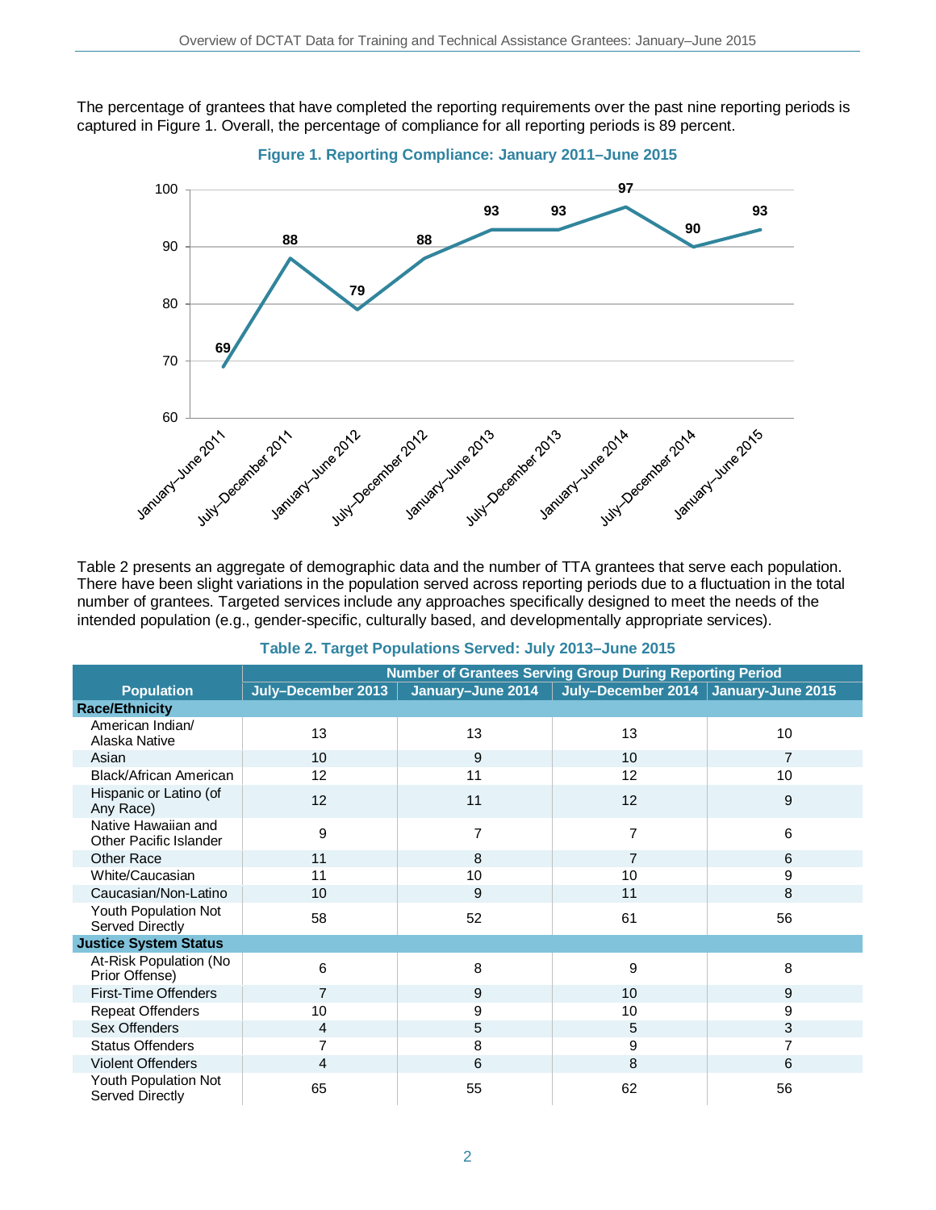The percentage of grantees that have completed the reporting requirements over the past nine reporting periods is captured in Figure 1. Overall, the percentage of compliance for all reporting periods is 89 percent.

**Figure 1. Reporting Compliance: January 2011–June 2015**

| Reporting Period | Compliance (%) |
|---|---|
| January–June 2011 | 69 |
| July–December 2011 | 88 |
| January–June 2012 | 79 |
| July–December 2012 | 88 |
| January–June 2013 | 93 |
| July–December 2013 | 93 |
| January–June 2014 | 97 |
| July–December 2014 | 90 |
| January–June 2015 | 93 |

Table 2 presents an aggregate of demographic data and the number of TTA grantees that serve each population. There have been slight variations in the population served across reporting periods due to a fluctuation in the total number of grantees. Targeted services include any approaches specifically designed to meet the needs of the intended population (e.g., gender-specific, culturally based, and developmentally appropriate services).

**Table 2. Target Populations Served: July 2013–June 2015**

| Population | Number of Grantees Serving Group During Reporting Period | | | |
|---|---|---|---|---|
| | July–December 2013 | January–June 2014 | July–December 2014 | January-June 2015 |
| **Race/Ethnicity** | | | | |
| American Indian/ Alaska Native | 13 | 13 | 13 | 10 |
| Asian | 10 | 9 | 10 | 7 |
| Black/African American | 12 | 11 | 12 | 10 |
| Hispanic or Latino (of Any Race) | 12 | 11 | 12 | 9 |
| Native Hawaiian and Other Pacific Islander | 9 | 7 | 7 | 6 |
| Other Race | 11 | 8 | 7 | 6 |
| White/Caucasian | 11 | 10 | 10 | 9 |
| Caucasian/Non-Latino | 10 | 9 | 11 | 8 |
| Youth Population Not Served Directly | 58 | 52 | 61 | 56 |
| **Justice System Status** | | | | |
| At-Risk Population (No Prior Offense) | 6 | 8 | 9 | 8 |
| First-Time Offenders | 7 | 9 | 10 | 9 |
| Repeat Offenders | 10 | 9 | 10 | 9 |
| Sex Offenders | 4 | 5 | 5 | 3 |
| Status Offenders | 7 | 8 | 9 | 7 |
| Violent Offenders | 4 | 6 | 8 | 6 |
| Youth Population Not Served Directly | 65 | 55 | 62 | 56 |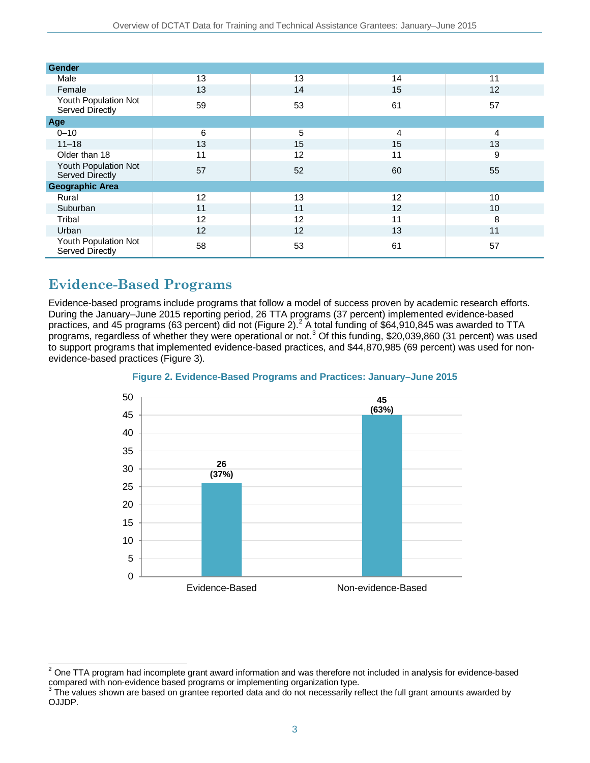| | | | | |
|---|---|---|---|---|
| **Gender** | | | | |
| Male | 13 | 13 | 14 | 11 |
| Female | 13 | 14 | 15 | 12 |
| Youth Population Not Served Directly | 59 | 53 | 61 | 57 |
| **Age** | | | | |
| 0–10 | 6 | 5 | 4 | 4 |
| 11–18 | 13 | 15 | 15 | 13 |
| Older than 18 | 11 | 12 | 11 | 9 |
| Youth Population Not Served Directly | 57 | 52 | 60 | 55 |
| **Geographic Area** | | | | |
| Rural | 12 | 13 | 12 | 10 |
| Suburban | 11 | 11 | 12 | 10 |
| Tribal | 12 | 12 | 11 | 8 |
| Urban | 12 | 12 | 13 | 11 |
| Youth Population Not Served Directly | 58 | 53 | 61 | 57 |

## Evidence-Based Programs

Evidence-based programs include programs that follow a model of success proven by academic research efforts. During the January–June 2015 reporting period, 26 TTA programs (37 percent) implemented evidence-based practices, and 45 programs (63 percent) did not (Figure 2).[2] A total funding of $64,910,845 was awarded to TTA programs, regardless of whether they were operational or not.[3] Of this funding, $20,039,860 (31 percent) was used to support programs that implemented evidence-based practices, and $44,870,985 (69 percent) was used for non-evidence-based practices (Figure 3).

**Figure 2. Evidence-Based Programs and Practices: January–June 2015**

| Category | Number | Percent |
|---|---|---|
| Evidence-Based | 26 | 37% |
| Non-evidence-Based | 45 | 63% |

---

[2] One TTA program had incomplete grant award information and was therefore not included in analysis for evidence-based compared with non-evidence based programs or implementing organization type.

[3] The values shown are based on grantee reported data and do not necessarily reflect the full grant amounts awarded by OJJDP.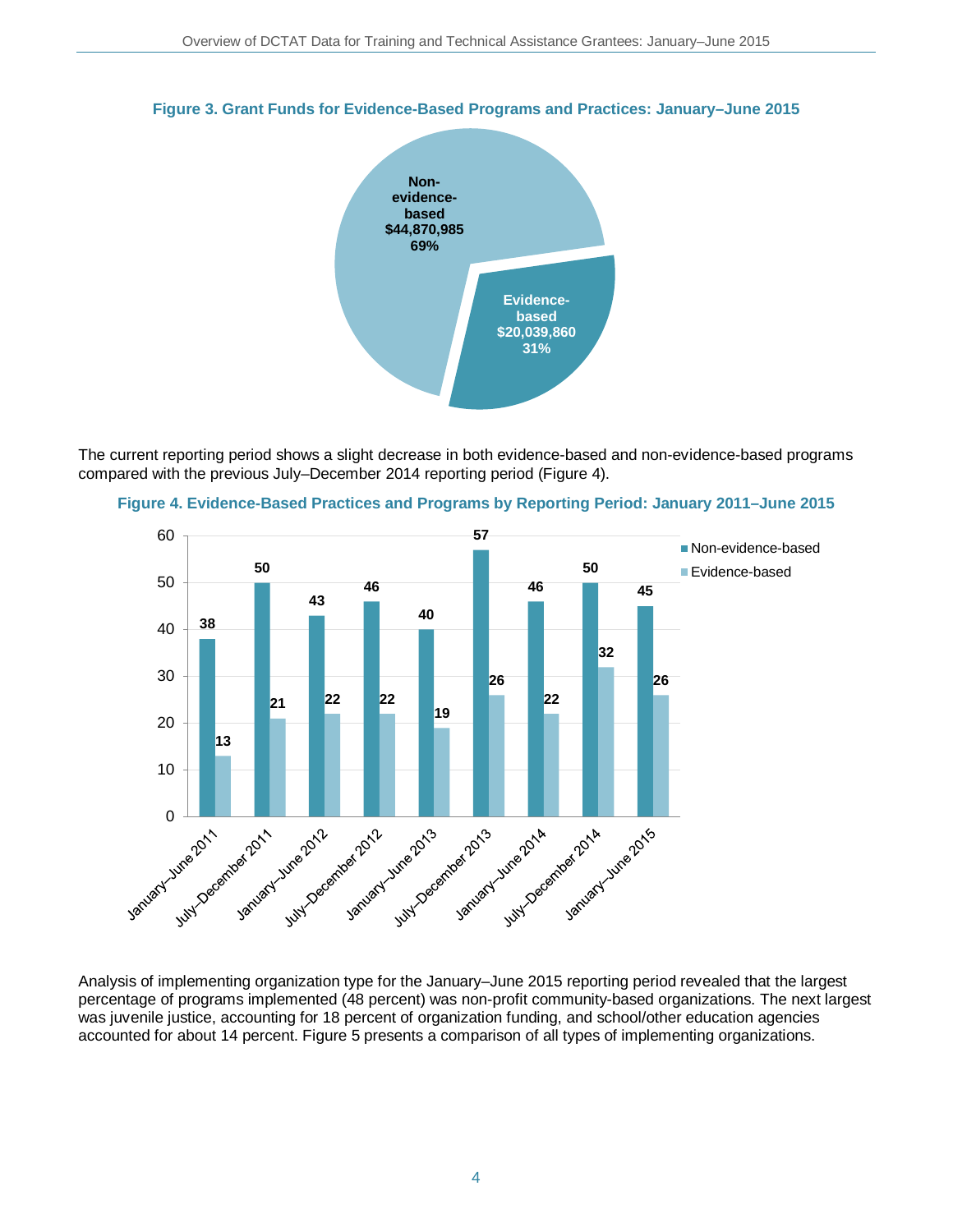**Figure 3. Grant Funds for Evidence-Based Programs and Practices: January–June 2015**

| Category | Amount | Percent |
|---|---|---|
| Non-evidence-based | $44,870,985 | 69% |
| Evidence-based | $20,039,860 | 31% |

The current reporting period shows a slight decrease in both evidence-based and non-evidence-based programs compared with the previous July–December 2014 reporting period (Figure 4).

**Figure 4. Evidence-Based Practices and Programs by Reporting Period: January 2011–June 2015**

| Reporting Period | Non-evidence-based | Evidence-based |
|---|---|---|
| January–June 2011 | 38 | 13 |
| July–December 2011 | 50 | 21 |
| January–June 2012 | 43 | 22 |
| July–December 2012 | 46 | 22 |
| January–June 2013 | 40 | 19 |
| July–December 2013 | 57 | 26 |
| January–June 2014 | 46 | 22 |
| July–December 2014 | 50 | 32 |
| January–June 2015 | 45 | 26 |

Analysis of implementing organization type for the January–June 2015 reporting period revealed that the largest percentage of programs implemented (48 percent) was non-profit community-based organizations. The next largest was juvenile justice, accounting for 18 percent of organization funding, and school/other education agencies accounted for about 14 percent. Figure 5 presents a comparison of all types of implementing organizations.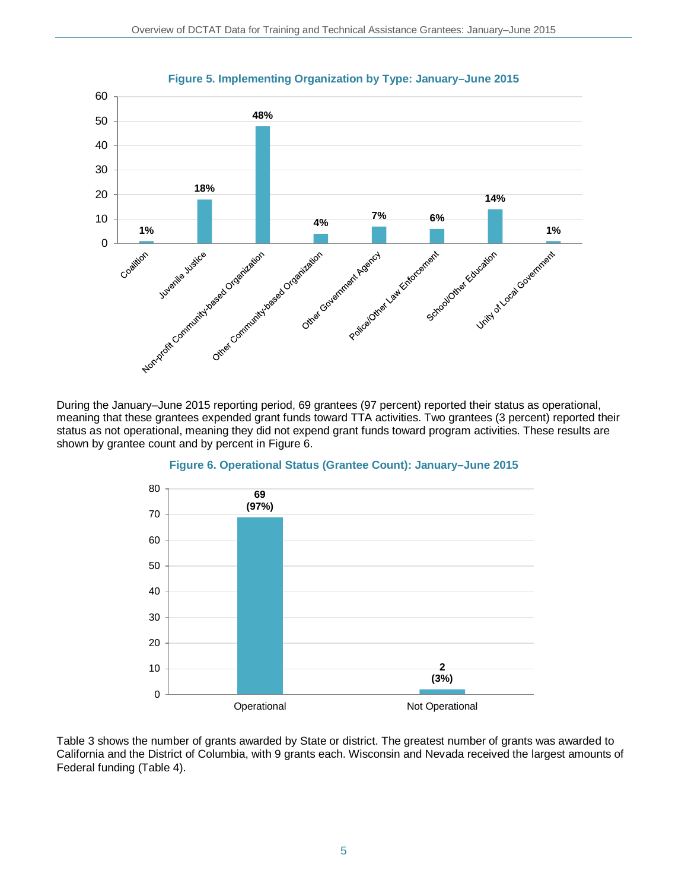**Figure 5. Implementing Organization by Type: January–June 2015**

| Organization Type | Percent |
|---|---|
| Coalition | 1% |
| Juvenile Justice | 18% |
| Non-profit Community-based Organization | 48% |
| Other Community-based Organization | 4% |
| Other Government Agency | 7% |
| Police/Other Law Enforcement | 6% |
| School/Other Education | 14% |
| Unity of Local Government | 1% |

During the January–June 2015 reporting period, 69 grantees (97 percent) reported their status as operational, meaning that these grantees expended grant funds toward TTA activities. Two grantees (3 percent) reported their status as not operational, meaning they did not expend grant funds toward program activities. These results are shown by grantee count and by percent in Figure 6.

**Figure 6. Operational Status (Grantee Count): January–June 2015**

| Status | Grantee Count |
|---|---|
| Operational | 69 (97%) |
| Not Operational | 2 (3%) |

Table 3 shows the number of grants awarded by State or district. The greatest number of grants was awarded to California and the District of Columbia, with 9 grants each. Wisconsin and Nevada received the largest amounts of Federal funding (Table 4).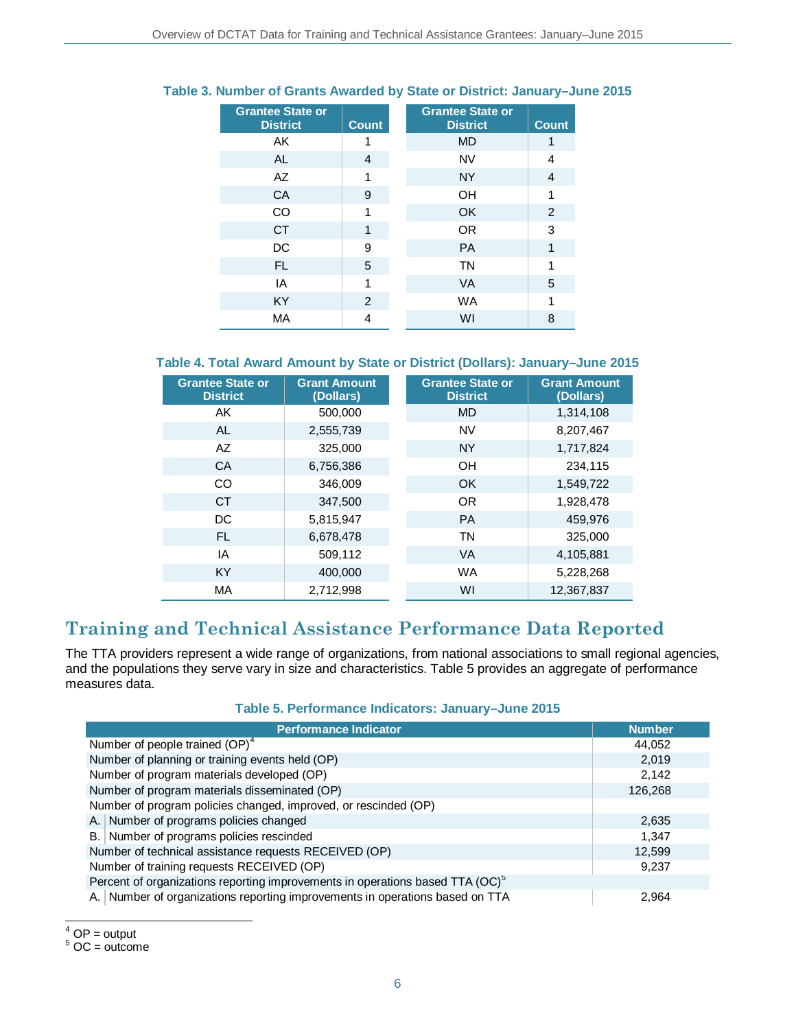**Table 3. Number of Grants Awarded by State or District: January–June 2015**

| Grantee State or District | Count | Grantee State or District | Count |
|---|---|---|---|
| AK | 1 | MD | 1 |
| AL | 4 | NV | 4 |
| AZ | 1 | NY | 4 |
| CA | 9 | OH | 1 |
| CO | 1 | OK | 2 |
| CT | 1 | OR | 3 |
| DC | 9 | PA | 1 |
| FL | 5 | TN | 1 |
| IA | 1 | VA | 5 |
| KY | 2 | WA | 1 |
| MA | 4 | WI | 8 |

**Table 4. Total Award Amount by State or District (Dollars): January–June 2015**

| Grantee State or District | Grant Amount (Dollars) | Grantee State or District | Grant Amount (Dollars) |
|---|---|---|---|
| AK | 500,000 | MD | 1,314,108 |
| AL | 2,555,739 | NV | 8,207,467 |
| AZ | 325,000 | NY | 1,717,824 |
| CA | 6,756,386 | OH | 234,115 |
| CO | 346,009 | OK | 1,549,722 |
| CT | 347,500 | OR | 1,928,478 |
| DC | 5,815,947 | PA | 459,976 |
| FL | 6,678,478 | TN | 325,000 |
| IA | 509,112 | VA | 4,105,881 |
| KY | 400,000 | WA | 5,228,268 |
| MA | 2,712,998 | WI | 12,367,837 |

# Training and Technical Assistance Performance Data Reported

The TTA providers represent a wide range of organizations, from national associations to small regional agencies, and the populations they serve vary in size and characteristics. Table 5 provides an aggregate of performance measures data.

**Table 5. Performance Indicators: January–June 2015**

| Performance Indicator | Number |
|---|---|
| Number of people trained (OP)[4] | 44,052 |
| Number of planning or training events held (OP) | 2,019 |
| Number of program materials developed (OP) | 2,142 |
| Number of program materials disseminated (OP) | 126,268 |
| Number of program policies changed, improved, or rescinded (OP) | |
| A. Number of programs policies changed | 2,635 |
| B. Number of programs policies rescinded | 1,347 |
| Number of technical assistance requests RECEIVED (OP) | 12,599 |
| Number of training requests RECEIVED (OP) | 9,237 |
| Percent of organizations reporting improvements in operations based TTA (OC)[5] | |
| A. Number of organizations reporting improvements in operations based on TTA | 2,964 |

[4] OP = output
[5] OC = outcome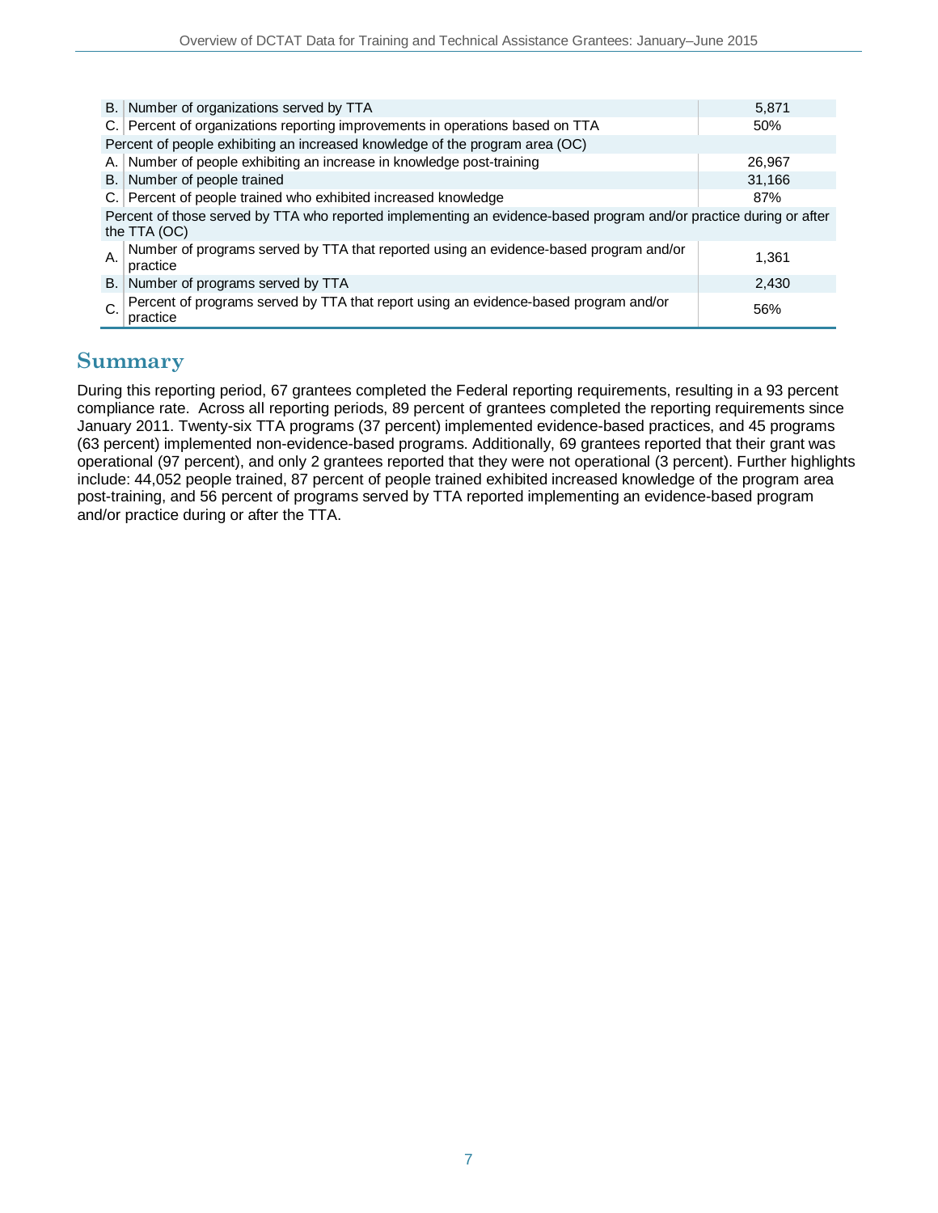| | | |
|---|---|---|
| B. | Number of organizations served by TTA | 5,871 |
| C. | Percent of organizations reporting improvements in operations based on TTA | 50% |
| Percent of people exhibiting an increased knowledge of the program area (OC) | | |
| A. | Number of people exhibiting an increase in knowledge post-training | 26,967 |
| B. | Number of people trained | 31,166 |
| C. | Percent of people trained who exhibited increased knowledge | 87% |
| Percent of those served by TTA who reported implementing an evidence-based program and/or practice during or after the TTA (OC) | | |
| A. | Number of programs served by TTA that reported using an evidence-based program and/or practice | 1,361 |
| B. | Number of programs served by TTA | 2,430 |
| C. | Percent of programs served by TTA that report using an evidence-based program and/or practice | 56% |

## Summary

During this reporting period, 67 grantees completed the Federal reporting requirements, resulting in a 93 percent compliance rate. Across all reporting periods, 89 percent of grantees completed the reporting requirements since January 2011. Twenty-six TTA programs (37 percent) implemented evidence-based practices, and 45 programs (63 percent) implemented non-evidence-based programs. Additionally, 69 grantees reported that their grant was operational (97 percent), and only 2 grantees reported that they were not operational (3 percent). Further highlights include: 44,052 people trained, 87 percent of people trained exhibited increased knowledge of the program area post-training, and 56 percent of programs served by TTA reported implementing an evidence-based program and/or practice during or after the TTA.